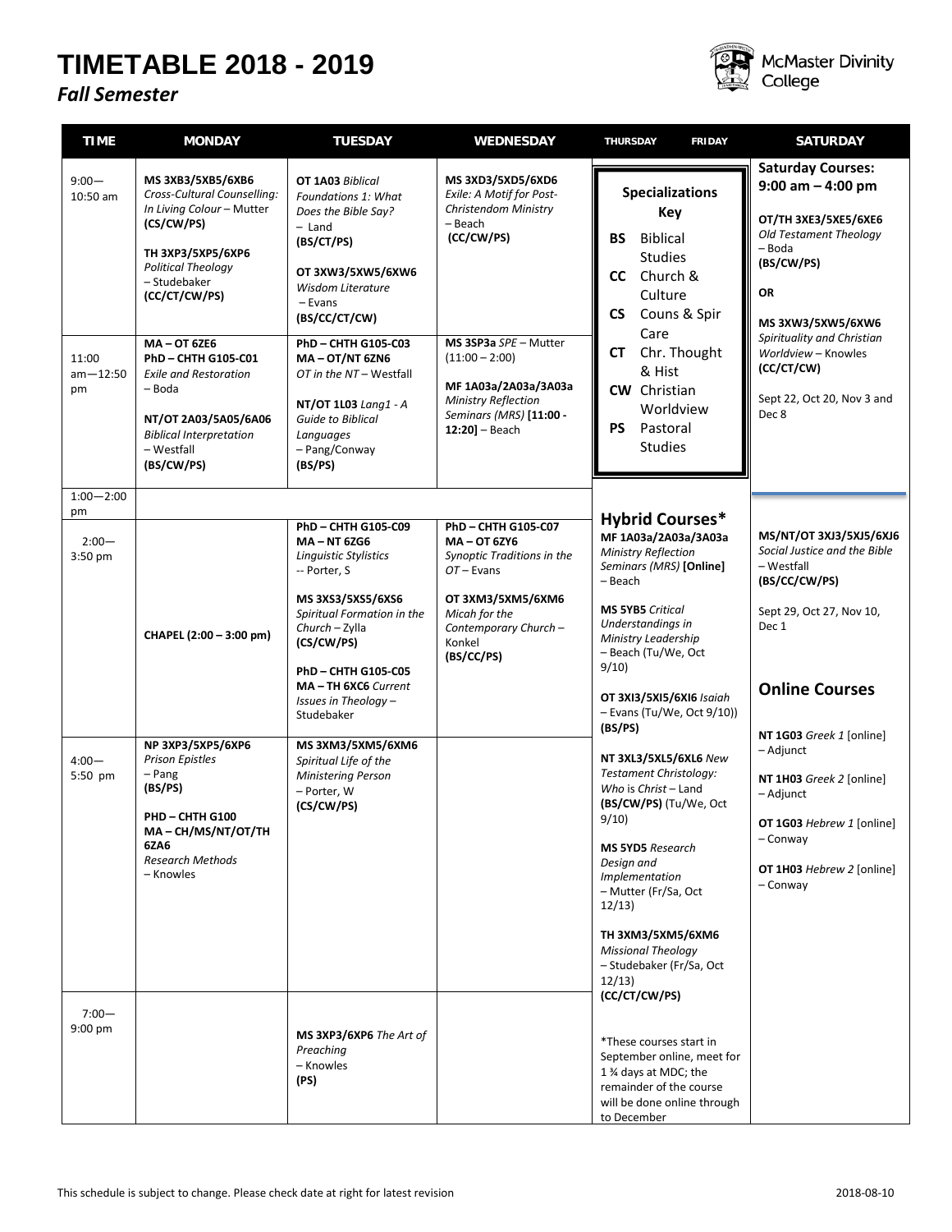# TIMETABLE 2018 - 2019

## *Fall Semester*

McMaster Divinity College

| TIME | MONDAY | TUESDAY | WEDNESDAY | THURSDAY / FRIDAY | SATURDAY |
|---|---|---|---|---|---|
| 9:00—10:50 am | **MS 3XB3/5XB5/6XB6** *Cross-Cultural Counselling: In Living Colour* – Mutter **(CS/CW/PS)**<br><br>**TH 3XP3/5XP5/6XP6** *Political Theology* – Studebaker **(CC/CT/CW/PS)** | **OT 1A03** *Biblical Foundations 1: What Does the Bible Say?* – Land **(BS/CT/PS)**<br><br>**OT 3XW3/5XW5/6XW6** *Wisdom Literature* – Evans **(BS/CC/CT/CW)** | **MS 3XD3/5XD5/6XD6** *Exile: A Motif for Post-Christendom Ministry* – Beach **(CC/CW/PS)** | **Specializations Key**<br>**BS** Biblical Studies<br>**CC** Church & Culture<br>**CS** Couns & Spir Care<br>**CT** Chr. Thought & Hist<br>**CW** Christian Worldview<br>**PS** Pastoral Studies | **Saturday Courses: 9:00 am – 4:00 pm**<br><br>**OT/TH 3XE3/5XE5/6XE6** *Old Testament Theology* – Boda **(BS/CW/PS)**<br><br>**OR**<br><br>**MS 3XW3/5XW5/6XW6** *Spirituality and Christian Worldview* – Knowles **(CC/CT/CW)**<br><br>Sept 22, Oct 20, Nov 3 and Dec 8 |
| 11:00 am—12:50 pm | **MA – OT 6ZE6**<br>**PhD – CHTH G105-C01** *Exile and Restoration* – Boda<br><br>**NT/OT 2A03/5A05/6A06** *Biblical Interpretation* – Westfall **(BS/CW/PS)** | **PhD – CHTH G105-C03**<br>**MA – OT/NT 6ZN6** *OT in the NT* – Westfall<br><br>**NT/OT 1L03** *Lang1 - A Guide to Biblical Languages* – Pang/Conway **(BS/PS)** | **MS 3SP3a** *SPE* – Mutter (11:00 – 2:00)<br><br>**MF 1A03a/2A03a/3A03a** *Ministry Reflection Seminars (MRS)* **[11:00 - 12:20]** – Beach | | |
| 1:00—2:00 pm | | | | **Hybrid Courses***<br>**MF 1A03a/2A03a/3A03a** *Ministry Reflection Seminars (MRS)* **[Online]** – Beach<br><br>**MS 5YB5** *Critical Understandings in Ministry Leadership* – Beach (Tu/We, Oct 9/10)<br><br>**OT 3XI3/5XI5/6XI6** *Isaiah* – Evans (Tu/We, Oct 9/10)) **(BS/PS)**<br><br>**NT 3XL3/5XL5/6XL6** *New Testament Christology: Who is Christ* – Land **(BS/CW/PS)** (Tu/We, Oct 9/10)<br><br>**MS 5YD5** *Research Design and Implementation* – Mutter (Fr/Sa, Oct 12/13)<br><br>**TH 3XM3/5XM5/6XM6** *Missional Theology* – Studebaker (Fr/Sa, Oct 12/13) **(CC/CT/CW/PS)**<br><br>*These courses start in September online, meet for 1 ¾ days at MDC; the remainder of the course will be done online through to December | |
| 2:00—3:50 pm | CHAPEL (2:00 – 3:00 pm) | **PhD – CHTH G105-C09**<br>**MA – NT 6ZG6** *Linguistic Stylistics* -- Porter, S<br><br>**MS 3XS3/5XS5/6XS6** *Spiritual Formation in the Church* – Zylla **(CS/CW/PS)**<br><br>**PhD – CHTH G105-C05**<br>**MA – TH 6XC6** *Current Issues in Theology* – Studebaker | **PhD – CHTH G105-C07**<br>**MA – OT 6ZY6** *Synoptic Traditions in the OT* – Evans<br><br>**OT 3XM3/5XM5/6XM6** *Micah for the Contemporary Church* – Konkel **(BS/CC/PS)** | | **MS/NT/OT 3XJ3/5XJ5/6XJ6** *Social Justice and the Bible* – Westfall **(BS/CC/CW/PS)**<br><br>Sept 29, Oct 27, Nov 10, Dec 1<br><br>**Online Courses**<br><br>**NT 1G03** *Greek 1* [online] – Adjunct<br><br>**NT 1H03** *Greek 2* [online] – Adjunct<br><br>**OT 1G03** *Hebrew 1* [online] – Conway<br><br>**OT 1H03** *Hebrew 2* [online] – Conway |
| 4:00—5:50 pm | **NP 3XP3/5XP5/6XP6** *Prison Epistles* – Pang **(BS/PS)**<br><br>**PHD – CHTH G100**<br>**MA – CH/MS/NT/OT/TH 6ZA6** *Research Methods* – Knowles | **MS 3XM3/5XM5/6XM6** *Spiritual Life of the Ministering Person* – Porter, W **(CS/CW/PS)** | | | |
| 7:00—9:00 pm | | **MS 3XP3/6XP6** *The Art of Preaching* – Knowles **(PS)** | | | |

This schedule is subject to change. Please check date at right for latest revision 2018-08-10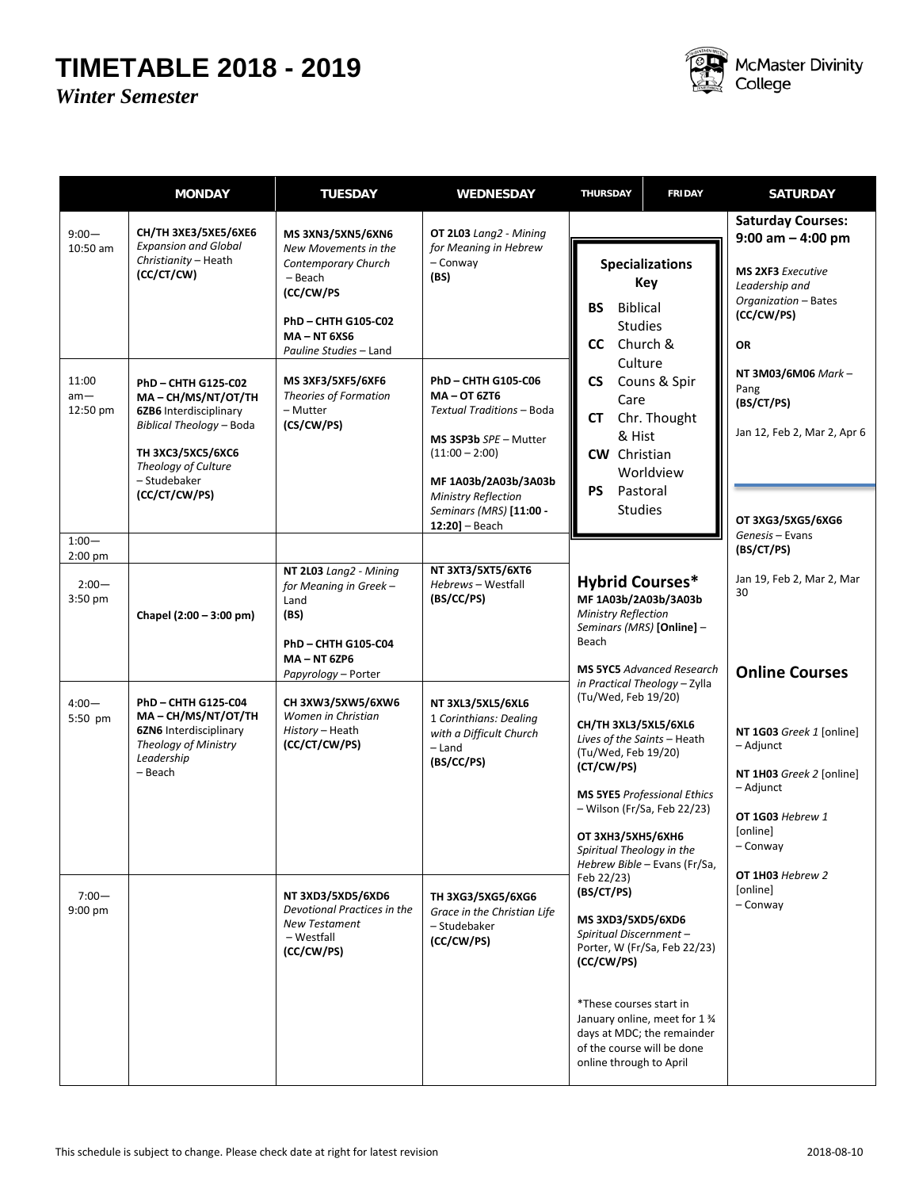# TIMETABLE 2018 - 2019

*Winter Semester*

McMaster Divinity College

| | MONDAY | TUESDAY | WEDNESDAY | THURSDAY / FRIDAY | SATURDAY |
|---|---|---|---|---|---|
| 9:00— 10:50 am | **CH/TH 3XE3/5XE5/6XE6** *Expansion and Global Christianity* – Heath **(CC/CT/CW)** | **MS 3XN3/5XN5/6XN6** *New Movements in the Contemporary Church* – Beach **(CC/CW/PS)** <br><br> **PhD – CHTH G105-C02** **MA – NT 6XS6** *Pauline Studies* – Land | **OT 2L03** *Lang2 - Mining for Meaning in Hebrew* – Conway **(BS)** | **Specializations Key** <br> **BS** Biblical Studies <br> **CC** Church & Culture <br> **CS** Couns & Spir Care <br> **CT** Chr. Thought & Hist <br> **CW** Christian Worldview <br> **PS** Pastoral Studies | **Saturday Courses: 9:00 am – 4:00 pm** <br><br> **MS 2XF3** *Executive Leadership and Organization* – Bates **(CC/CW/PS)** <br><br> **OR** <br><br> **NT 3M03/6M06** *Mark* – Pang **(BS/CT/PS)** <br><br> Jan 12, Feb 2, Mar 2, Apr 6 |
| 11:00 am— 12:50 pm | **PhD – CHTH G125-C02** **MA – CH/MS/NT/OT/TH 6ZB6** Interdisciplinary *Biblical Theology* – Boda <br><br> **TH 3XC3/5XC5/6XC6** *Theology of Culture* – Studebaker **(CC/CT/CW/PS)** | **MS 3XF3/5XF5/6XF6** *Theories of Formation* – Mutter **(CS/CW/PS)** | **PhD – CHTH G105-C06** **MA – OT 6ZT6** *Textual Traditions* – Boda <br><br> **MS 3SP3b** *SPE* – Mutter (11:00 – 2:00) <br><br> **MF 1A03b/2A03b/3A03b** *Ministry Reflection Seminars (MRS)* **[11:00 - 12:20]** – Beach | | **OT 3XG3/5XG5/6XG6** *Genesis* – Evans **(BS/CT/PS)** <br><br> Jan 19, Feb 2, Mar 2, Mar 30 |
| 1:00— 2:00 pm | | | | **Hybrid Courses*** <br> **MF 1A03b/2A03b/3A03b** *Ministry Reflection Seminars (MRS)* **[Online]** – Beach <br><br> **MS 5YC5** *Advanced Research in Practical Theology* – Zylla (Tu/Wed, Feb 19/20) <br><br> **CH/TH 3XL3/5XL5/6XL6** *Lives of the Saints* – Heath (Tu/Wed, Feb 19/20) **(CT/CW/PS)** <br><br> **MS 5YE5** *Professional Ethics* – Wilson (Fr/Sa, Feb 22/23) <br><br> **OT 3XH3/5XH5/6XH6** *Spiritual Theology in the Hebrew Bible* – Evans (Fr/Sa, Feb 22/23) **(BS/CT/PS)** <br><br> **MS 3XD3/5XD5/6XD6** *Spiritual Discernment* – Porter, W (Fr/Sa, Feb 22/23) **(CC/CW/PS)** <br><br> *These courses start in January online, meet for 1 ¾ days at MDC; the remainder of the course will be done online through to April | |
| 2:00— 3:50 pm | Chapel (2:00 – 3:00 pm) | **NT 2L03** *Lang2 - Mining for Meaning in Greek* – Land **(BS)** <br><br> **PhD – CHTH G105-C04** **MA – NT 6ZP6** *Papyrology* – Porter | **NT 3XT3/5XT5/6XT6** *Hebrews* – Westfall **(BS/CC/PS)** | | **Online Courses** <br><br> **NT 1G03** *Greek 1* [online] – Adjunct <br><br> **NT 1H03** *Greek 2* [online] – Adjunct <br><br> **OT 1G03** *Hebrew 1* [online] – Conway <br><br> **OT 1H03** *Hebrew 2* [online] – Conway |
| 4:00— 5:50 pm | **PhD – CHTH G125-C04** **MA – CH/MS/NT/OT/TH 6ZN6** Interdisciplinary *Theology of Ministry Leadership* – Beach | **CH 3XW3/5XW5/6XW6** *Women in Christian History* – Heath **(CC/CT/CW/PS)** | **NT 3XL3/5XL5/6XL6** *1 Corinthians: Dealing with a Difficult Church* – Land **(BS/CC/PS)** | | |
| 7:00— 9:00 pm | | **NT 3XD3/5XD5/6XD6** *Devotional Practices in the New Testament* – Westfall **(CC/CW/PS)** | **TH 3XG3/5XG5/6XG6** *Grace in the Christian Life* – Studebaker **(CC/CW/PS)** | | |

This schedule is subject to change. Please check date at right for latest revision 2018-08-10